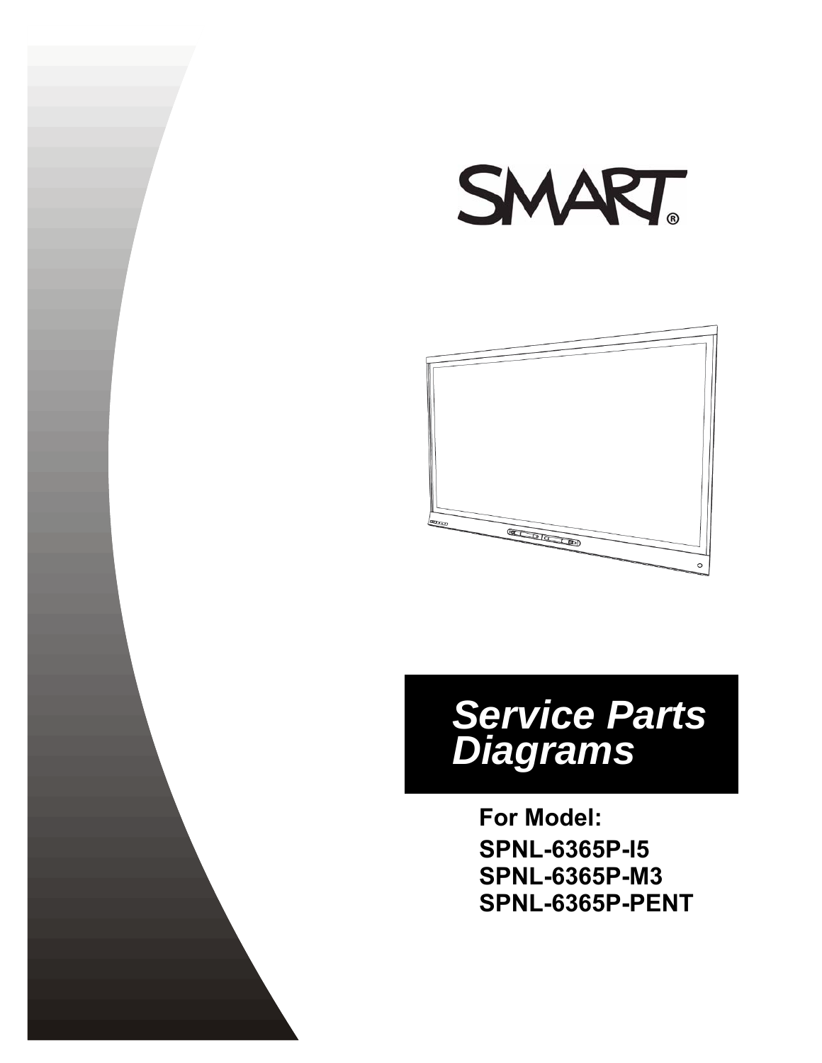SMART®

# *Service Parts Diagrams*

**For Model:**

**SPNL-6365P-I5**
**SPNL-6365P-M3**
**SPNL-6365P-PENT**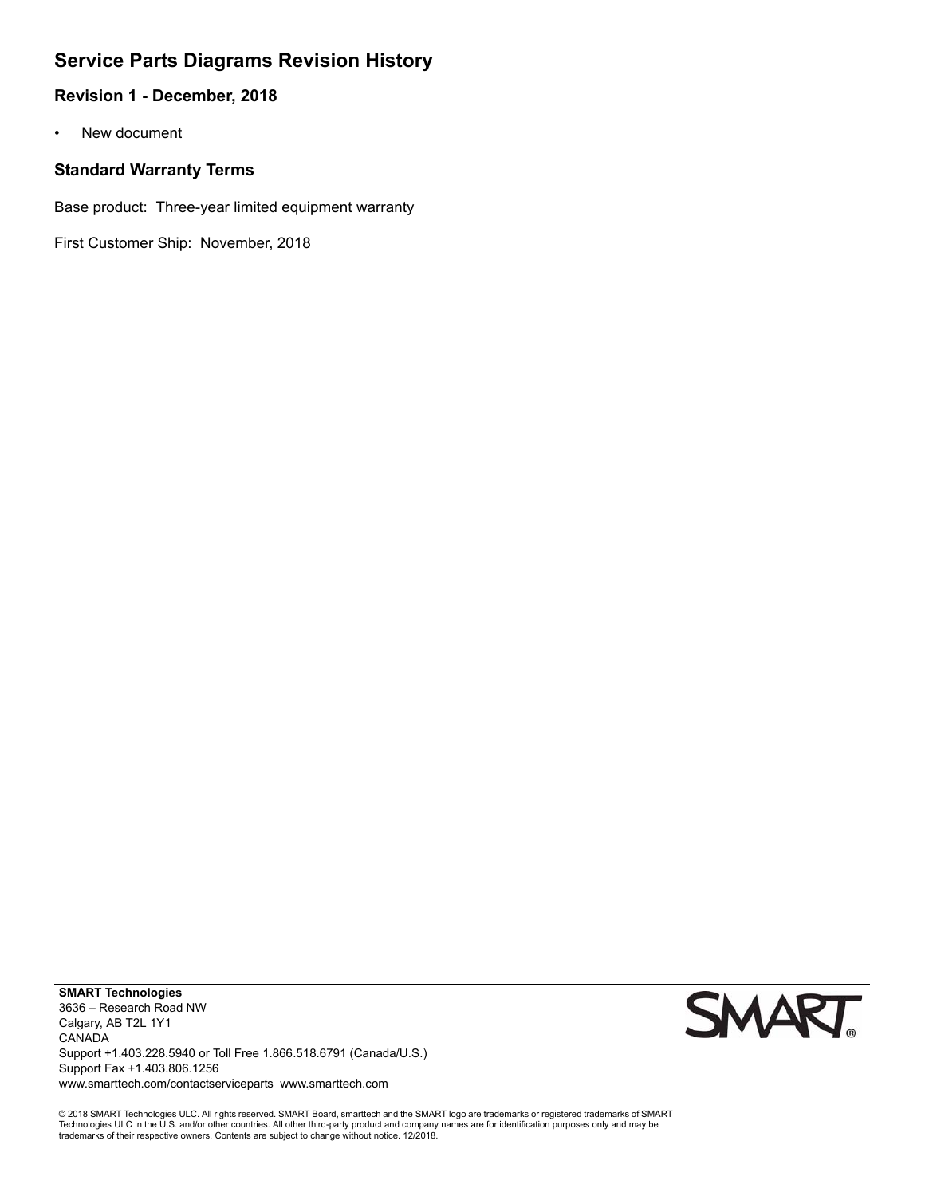## Service Parts Diagrams Revision History

### Revision 1 - December, 2018

- New document

### Standard Warranty Terms

Base product:  Three-year limited equipment warranty

First Customer Ship:  November, 2018

**SMART Technologies**
3636 – Research Road NW
Calgary, AB T2L 1Y1
CANADA
Support +1.403.228.5940 or Toll Free 1.866.518.6791 (Canada/U.S.)
Support Fax +1.403.806.1256
www.smarttech.com/contactserviceparts  www.smarttech.com

© 2018 SMART Technologies ULC. All rights reserved. SMART Board, smarttech and the SMART logo are trademarks or registered trademarks of SMART Technologies ULC in the U.S. and/or other countries. All other third-party product and company names are for identification purposes only and may be trademarks of their respective owners. Contents are subject to change without notice. 12/2018.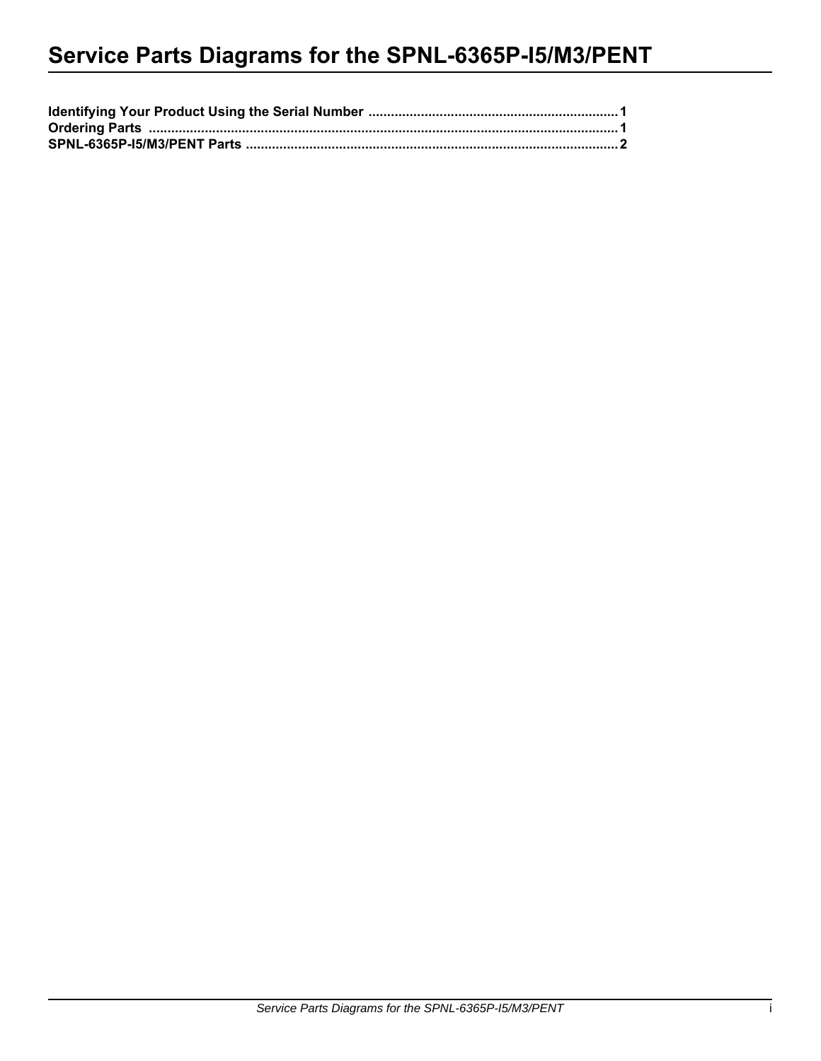# Service Parts Diagrams for the SPNL-6365P-I5/M3/PENT

**Identifying Your Product Using the Serial Number** .................................................................. 1
**Ordering Parts** ............................................................................................................. 1
**SPNL-6365P-I5/M3/PENT Parts** .................................................................................... 2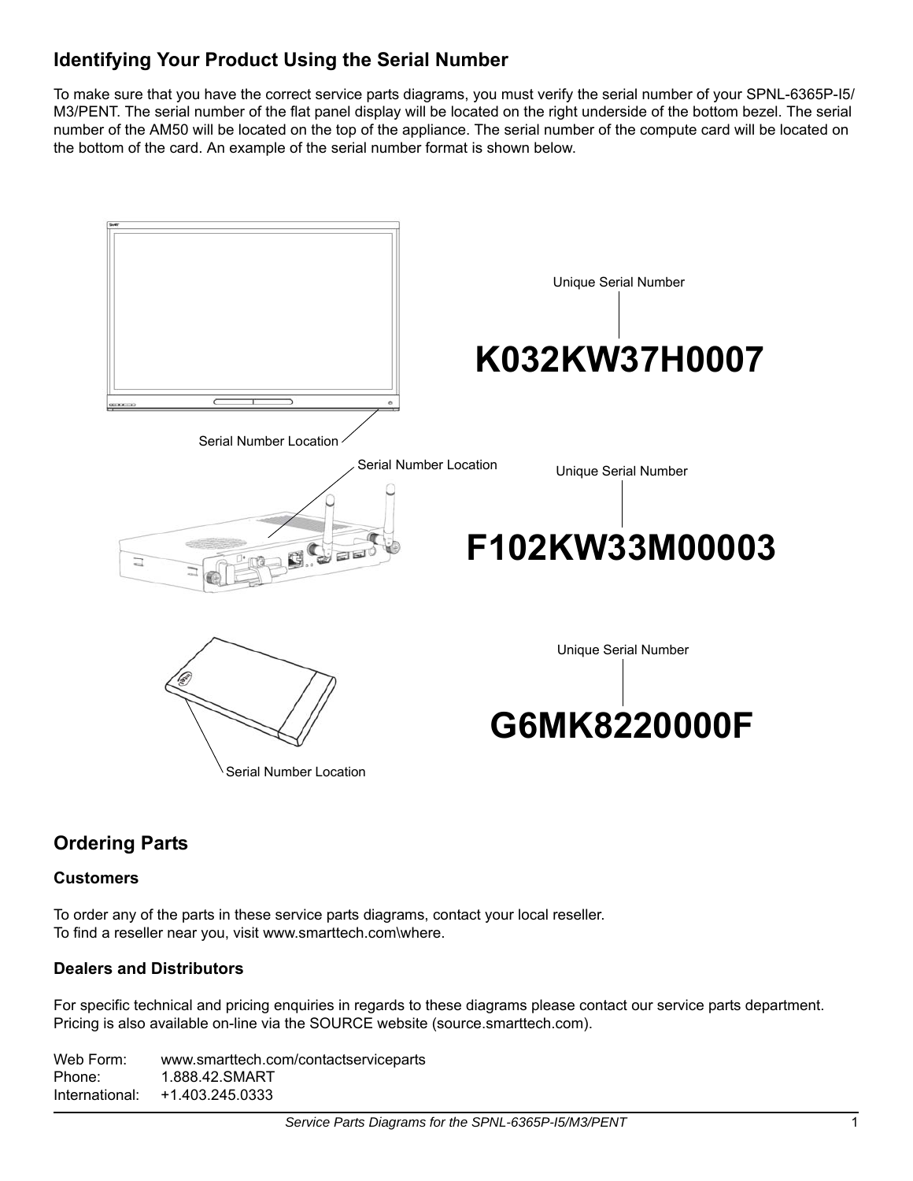## Identifying Your Product Using the Serial Number

To make sure that you have the correct service parts diagrams, you must verify the serial number of your SPNL-6365P-I5/M3/PENT. The serial number of the flat panel display will be located on the right underside of the bottom bezel. The serial number of the AM50 will be located on the top of the appliance. The serial number of the compute card will be located on the bottom of the card. An example of the serial number format is shown below.

Serial Number Location

Unique Serial Number

**K032KW37H0007**

Serial Number Location

Unique Serial Number

**F102KW33M00003**

Serial Number Location

Unique Serial Number

**G6MK8220000F**

## Ordering Parts

### Customers

To order any of the parts in these service parts diagrams, contact your local reseller.
To find a reseller near you, visit www.smarttech.com\where.

### Dealers and Distributors

For specific technical and pricing enquiries in regards to these diagrams please contact our service parts department. Pricing is also available on-line via the SOURCE website (source.smarttech.com).

Web Form: www.smarttech.com/contactserviceparts
Phone: 1.888.42.SMART
International: +1.403.245.0333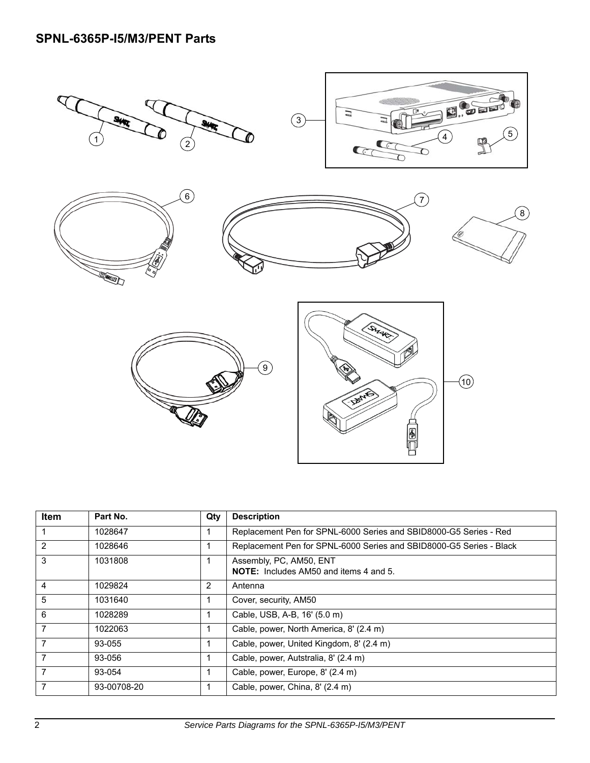## SPNL-6365P-I5/M3/PENT Parts

| Item | Part No. | Qty | Description |
|---|---|---|---|
| 1 | 1028647 | 1 | Replacement Pen for SPNL-6000 Series and SBID8000-G5 Series - Red |
| 2 | 1028646 | 1 | Replacement Pen for SPNL-6000 Series and SBID8000-G5 Series - Black |
| 3 | 1031808 | 1 | Assembly, PC, AM50, ENT<br>**NOTE:** Includes AM50 and items 4 and 5. |
| 4 | 1029824 | 2 | Antenna |
| 5 | 1031640 | 1 | Cover, security, AM50 |
| 6 | 1028289 | 1 | Cable, USB, A-B, 16' (5.0 m) |
| 7 | 1022063 | 1 | Cable, power, North America, 8' (2.4 m) |
| 7 | 93-055 | 1 | Cable, power, United Kingdom, 8' (2.4 m) |
| 7 | 93-056 | 1 | Cable, power, Autstralia, 8' (2.4 m) |
| 7 | 93-054 | 1 | Cable, power, Europe, 8' (2.4 m) |
| 7 | 93-00708-20 | 1 | Cable, power, China, 8' (2.4 m) |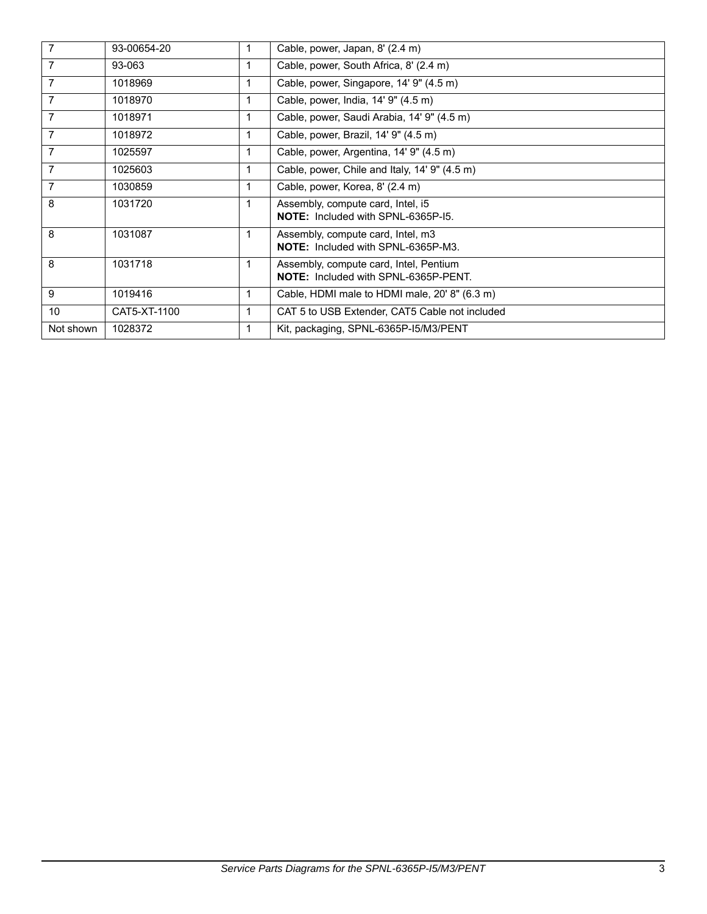| | | | |
|---|---|---|---|
| 7 | 93-00654-20 | 1 | Cable, power, Japan, 8' (2.4 m) |
| 7 | 93-063 | 1 | Cable, power, South Africa, 8' (2.4 m) |
| 7 | 1018969 | 1 | Cable, power, Singapore, 14' 9" (4.5 m) |
| 7 | 1018970 | 1 | Cable, power, India, 14' 9" (4.5 m) |
| 7 | 1018971 | 1 | Cable, power, Saudi Arabia, 14' 9" (4.5 m) |
| 7 | 1018972 | 1 | Cable, power, Brazil, 14' 9" (4.5 m) |
| 7 | 1025597 | 1 | Cable, power, Argentina, 14' 9" (4.5 m) |
| 7 | 1025603 | 1 | Cable, power, Chile and Italy, 14' 9" (4.5 m) |
| 7 | 1030859 | 1 | Cable, power, Korea, 8' (2.4 m) |
| 8 | 1031720 | 1 | Assembly, compute card, Intel, i5 **NOTE:** Included with SPNL-6365P-I5. |
| 8 | 1031087 | 1 | Assembly, compute card, Intel, m3 **NOTE:** Included with SPNL-6365P-M3. |
| 8 | 1031718 | 1 | Assembly, compute card, Intel, Pentium **NOTE:** Included with SPNL-6365P-PENT. |
| 9 | 1019416 | 1 | Cable, HDMI male to HDMI male, 20' 8" (6.3 m) |
| 10 | CAT5-XT-1100 | 1 | CAT 5 to USB Extender, CAT5 Cable not included |
| Not shown | 1028372 | 1 | Kit, packaging, SPNL-6365P-I5/M3/PENT |